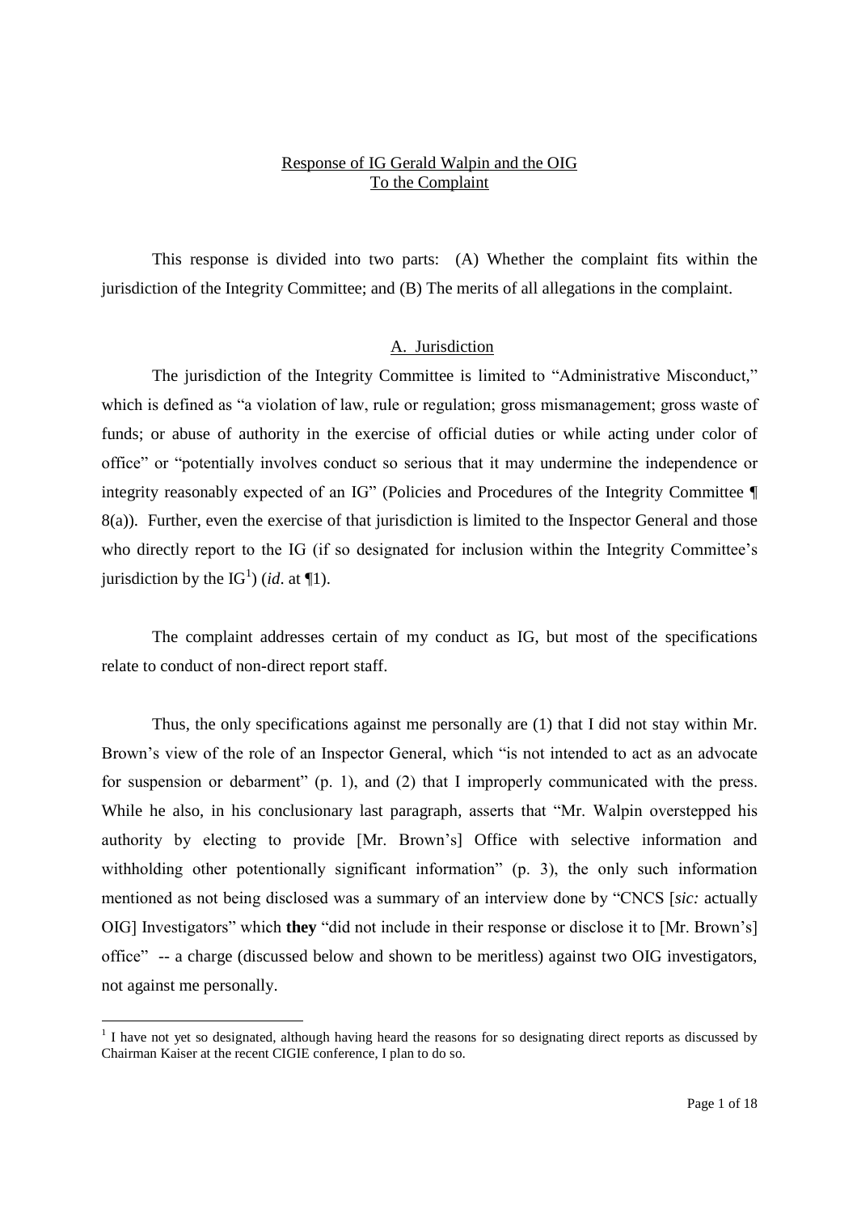Response of IG Gerald Walpin and the OIG
To the Complaint

This response is divided into two parts: (A) Whether the complaint fits within the jurisdiction of the Integrity Committee; and (B) The merits of all allegations in the complaint.

## A. Jurisdiction

The jurisdiction of the Integrity Committee is limited to "Administrative Misconduct," which is defined as "a violation of law, rule or regulation; gross mismanagement; gross waste of funds; or abuse of authority in the exercise of official duties or while acting under color of office" or "potentially involves conduct so serious that it may undermine the independence or integrity reasonably expected of an IG" (Policies and Procedures of the Integrity Committee ¶ 8(a)). Further, even the exercise of that jurisdiction is limited to the Inspector General and those who directly report to the IG (if so designated for inclusion within the Integrity Committee's jurisdiction by the IG[1]) (*id*. at ¶1).

The complaint addresses certain of my conduct as IG, but most of the specifications relate to conduct of non-direct report staff.

Thus, the only specifications against me personally are (1) that I did not stay within Mr. Brown's view of the role of an Inspector General, which "is not intended to act as an advocate for suspension or debarment" (p. 1), and (2) that I improperly communicated with the press. While he also, in his conclusionary last paragraph, asserts that "Mr. Walpin overstepped his authority by electing to provide [Mr. Brown's] Office with selective information and withholding other potentionally significant information" (p. 3), the only such information mentioned as not being disclosed was a summary of an interview done by "CNCS [*sic:* actually OIG] Investigators" which **they** "did not include in their response or disclose it to [Mr. Brown's] office" -- a charge (discussed below and shown to be meritless) against two OIG investigators, not against me personally.

[1] I have not yet so designated, although having heard the reasons for so designating direct reports as discussed by Chairman Kaiser at the recent CIGIE conference, I plan to do so.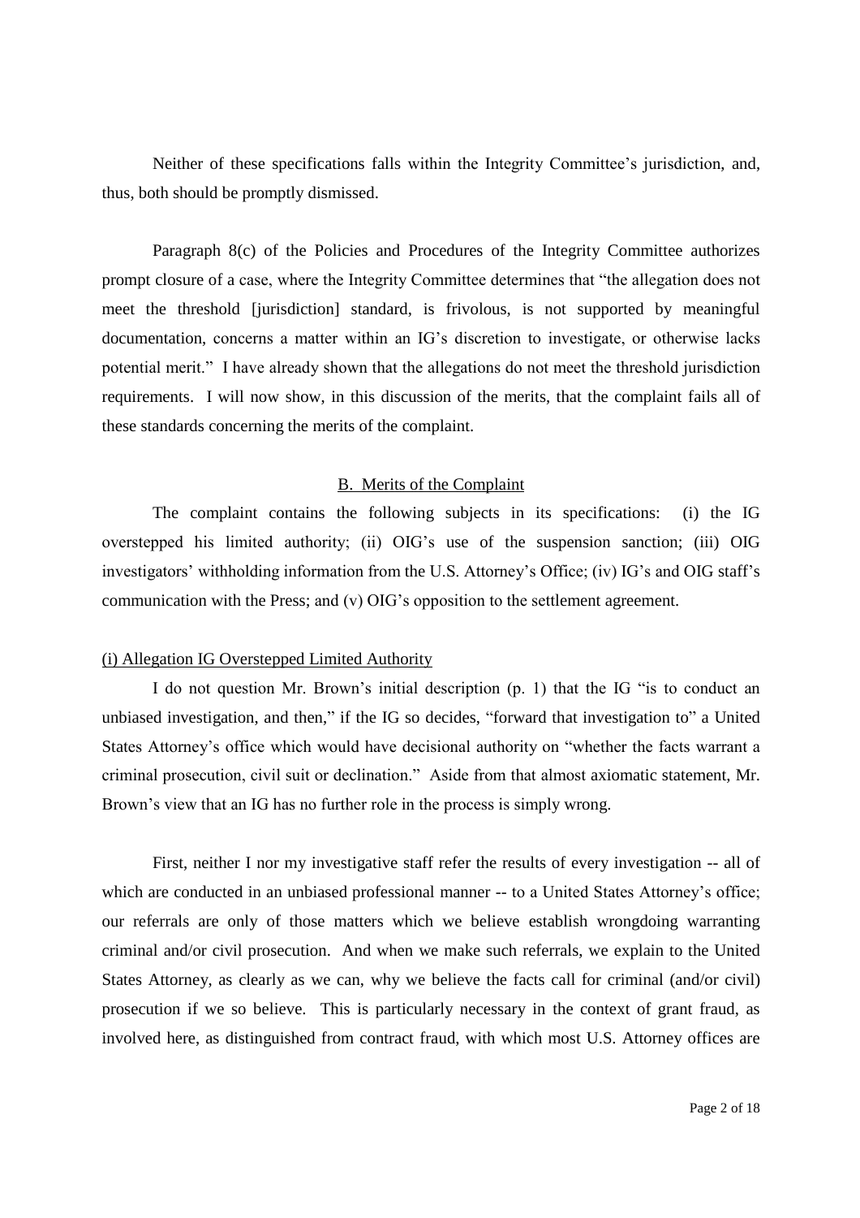Neither of these specifications falls within the Integrity Committee's jurisdiction, and, thus, both should be promptly dismissed.

Paragraph 8(c) of the Policies and Procedures of the Integrity Committee authorizes prompt closure of a case, where the Integrity Committee determines that "the allegation does not meet the threshold [jurisdiction] standard, is frivolous, is not supported by meaningful documentation, concerns a matter within an IG's discretion to investigate, or otherwise lacks potential merit." I have already shown that the allegations do not meet the threshold jurisdiction requirements. I will now show, in this discussion of the merits, that the complaint fails all of these standards concerning the merits of the complaint.

## B. Merits of the Complaint

The complaint contains the following subjects in its specifications: (i) the IG overstepped his limited authority; (ii) OIG's use of the suspension sanction; (iii) OIG investigators' withholding information from the U.S. Attorney's Office; (iv) IG's and OIG staff's communication with the Press; and (v) OIG's opposition to the settlement agreement.

### (i) Allegation IG Overstepped Limited Authority

I do not question Mr. Brown's initial description (p. 1) that the IG "is to conduct an unbiased investigation, and then," if the IG so decides, "forward that investigation to" a United States Attorney's office which would have decisional authority on "whether the facts warrant a criminal prosecution, civil suit or declination." Aside from that almost axiomatic statement, Mr. Brown's view that an IG has no further role in the process is simply wrong.

First, neither I nor my investigative staff refer the results of every investigation -- all of which are conducted in an unbiased professional manner -- to a United States Attorney's office; our referrals are only of those matters which we believe establish wrongdoing warranting criminal and/or civil prosecution. And when we make such referrals, we explain to the United States Attorney, as clearly as we can, why we believe the facts call for criminal (and/or civil) prosecution if we so believe. This is particularly necessary in the context of grant fraud, as involved here, as distinguished from contract fraud, with which most U.S. Attorney offices are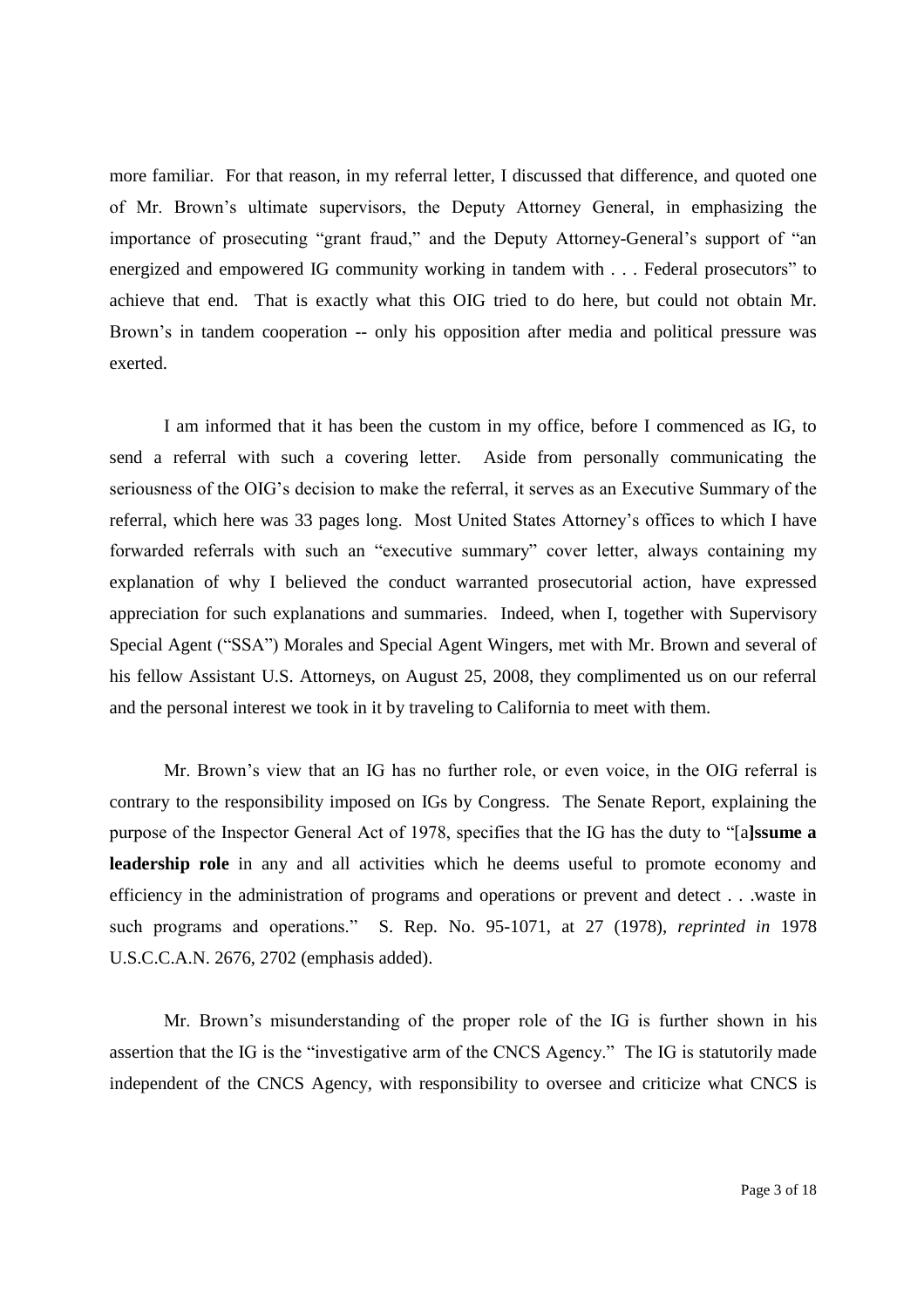more familiar. For that reason, in my referral letter, I discussed that difference, and quoted one of Mr. Brown's ultimate supervisors, the Deputy Attorney General, in emphasizing the importance of prosecuting "grant fraud," and the Deputy Attorney-General's support of "an energized and empowered IG community working in tandem with . . . Federal prosecutors" to achieve that end. That is exactly what this OIG tried to do here, but could not obtain Mr. Brown's in tandem cooperation -- only his opposition after media and political pressure was exerted.

I am informed that it has been the custom in my office, before I commenced as IG, to send a referral with such a covering letter. Aside from personally communicating the seriousness of the OIG's decision to make the referral, it serves as an Executive Summary of the referral, which here was 33 pages long. Most United States Attorney's offices to which I have forwarded referrals with such an "executive summary" cover letter, always containing my explanation of why I believed the conduct warranted prosecutorial action, have expressed appreciation for such explanations and summaries. Indeed, when I, together with Supervisory Special Agent ("SSA") Morales and Special Agent Wingers, met with Mr. Brown and several of his fellow Assistant U.S. Attorneys, on August 25, 2008, they complimented us on our referral and the personal interest we took in it by traveling to California to meet with them.

Mr. Brown's view that an IG has no further role, or even voice, in the OIG referral is contrary to the responsibility imposed on IGs by Congress. The Senate Report, explaining the purpose of the Inspector General Act of 1978, specifies that the IG has the duty to "[a**]ssume a leadership role** in any and all activities which he deems useful to promote economy and efficiency in the administration of programs and operations or prevent and detect . . .waste in such programs and operations." S. Rep. No. 95-1071, at 27 (1978), *reprinted in* 1978 U.S.C.C.A.N. 2676, 2702 (emphasis added).

Mr. Brown's misunderstanding of the proper role of the IG is further shown in his assertion that the IG is the "investigative arm of the CNCS Agency." The IG is statutorily made independent of the CNCS Agency, with responsibility to oversee and criticize what CNCS is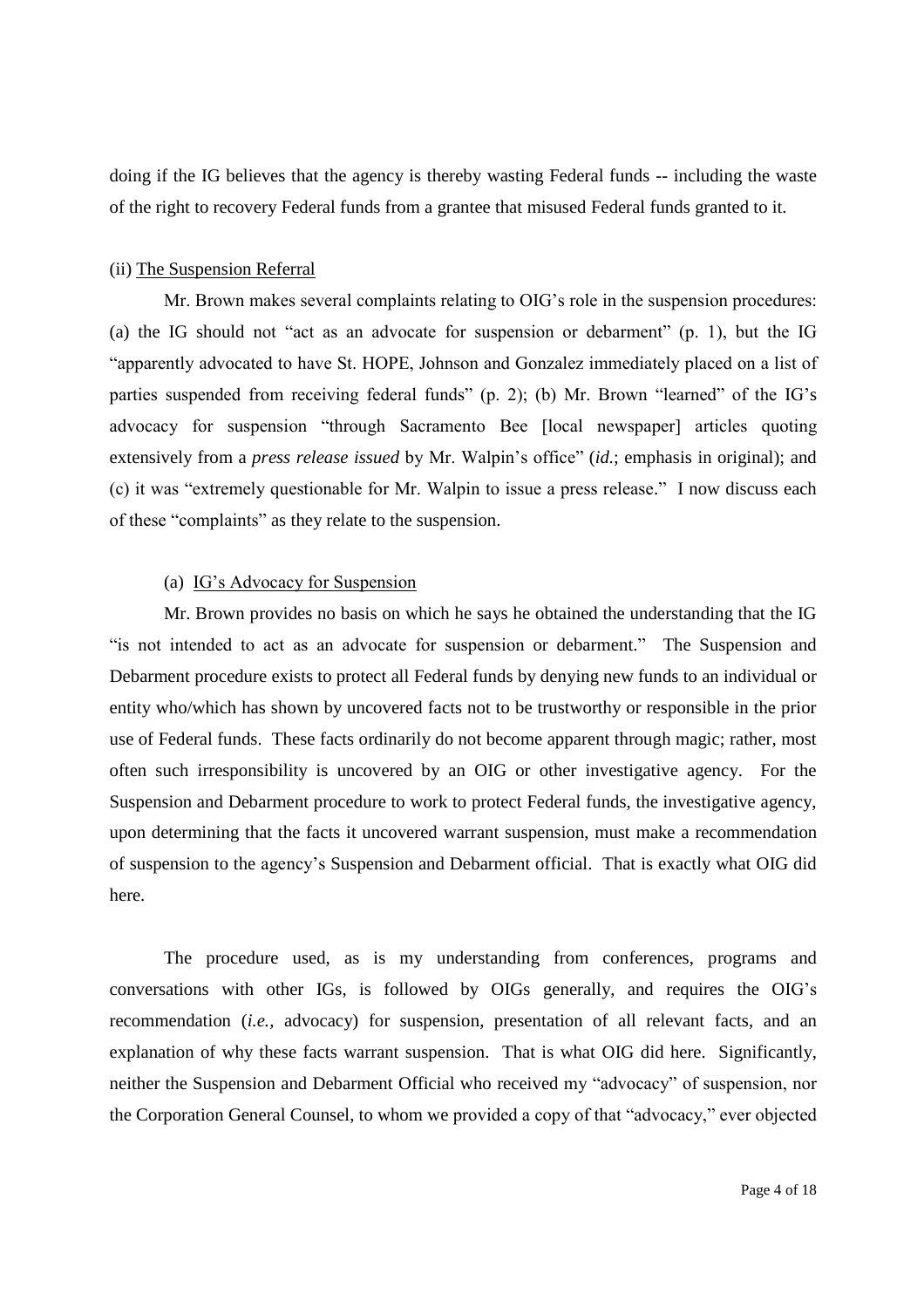doing if the IG believes that the agency is thereby wasting Federal funds -- including the waste of the right to recovery Federal funds from a grantee that misused Federal funds granted to it.

(ii) <u>The Suspension Referral</u>

Mr. Brown makes several complaints relating to OIG's role in the suspension procedures: (a) the IG should not "act as an advocate for suspension or debarment" (p. 1), but the IG "apparently advocated to have St. HOPE, Johnson and Gonzalez immediately placed on a list of parties suspended from receiving federal funds" (p. 2); (b) Mr. Brown "learned" of the IG's advocacy for suspension "through Sacramento Bee [local newspaper] articles quoting extensively from a *press release issued* by Mr. Walpin's office" (*id.*; emphasis in original); and (c) it was "extremely questionable for Mr. Walpin to issue a press release." I now discuss each of these "complaints" as they relate to the suspension.

(a) <u>IG's Advocacy for Suspension</u>

Mr. Brown provides no basis on which he says he obtained the understanding that the IG "is not intended to act as an advocate for suspension or debarment." The Suspension and Debarment procedure exists to protect all Federal funds by denying new funds to an individual or entity who/which has shown by uncovered facts not to be trustworthy or responsible in the prior use of Federal funds. These facts ordinarily do not become apparent through magic; rather, most often such irresponsibility is uncovered by an OIG or other investigative agency. For the Suspension and Debarment procedure to work to protect Federal funds, the investigative agency, upon determining that the facts it uncovered warrant suspension, must make a recommendation of suspension to the agency's Suspension and Debarment official. That is exactly what OIG did here.

The procedure used, as is my understanding from conferences, programs and conversations with other IGs, is followed by OIGs generally, and requires the OIG's recommendation (*i.e.*, advocacy) for suspension, presentation of all relevant facts, and an explanation of why these facts warrant suspension. That is what OIG did here. Significantly, neither the Suspension and Debarment Official who received my "advocacy" of suspension, nor the Corporation General Counsel, to whom we provided a copy of that "advocacy," ever objected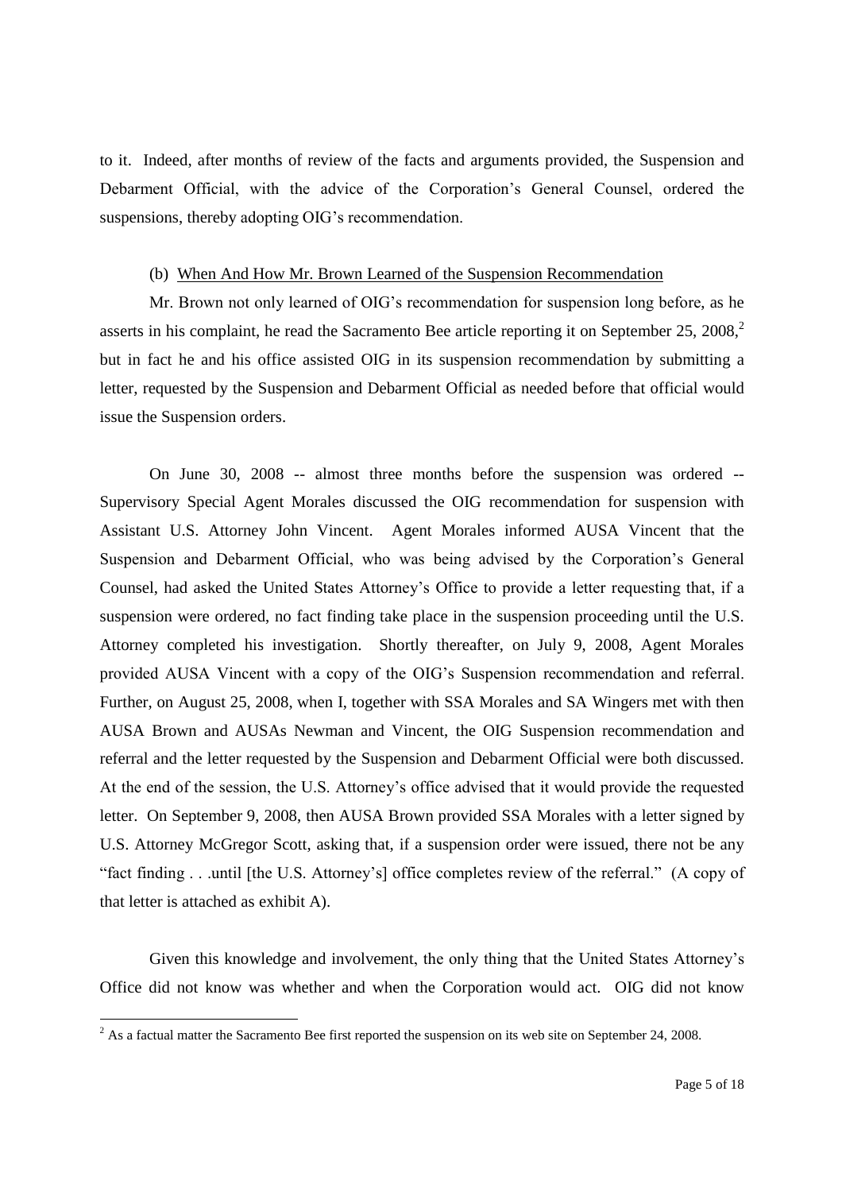to it. Indeed, after months of review of the facts and arguments provided, the Suspension and Debarment Official, with the advice of the Corporation's General Counsel, ordered the suspensions, thereby adopting OIG's recommendation.

(b) When And How Mr. Brown Learned of the Suspension Recommendation

Mr. Brown not only learned of OIG's recommendation for suspension long before, as he asserts in his complaint, he read the Sacramento Bee article reporting it on September 25, 2008,[2] but in fact he and his office assisted OIG in its suspension recommendation by submitting a letter, requested by the Suspension and Debarment Official as needed before that official would issue the Suspension orders.

On June 30, 2008 -- almost three months before the suspension was ordered -- Supervisory Special Agent Morales discussed the OIG recommendation for suspension with Assistant U.S. Attorney John Vincent. Agent Morales informed AUSA Vincent that the Suspension and Debarment Official, who was being advised by the Corporation's General Counsel, had asked the United States Attorney's Office to provide a letter requesting that, if a suspension were ordered, no fact finding take place in the suspension proceeding until the U.S. Attorney completed his investigation. Shortly thereafter, on July 9, 2008, Agent Morales provided AUSA Vincent with a copy of the OIG's Suspension recommendation and referral. Further, on August 25, 2008, when I, together with SSA Morales and SA Wingers met with then AUSA Brown and AUSAs Newman and Vincent, the OIG Suspension recommendation and referral and the letter requested by the Suspension and Debarment Official were both discussed. At the end of the session, the U.S. Attorney's office advised that it would provide the requested letter. On September 9, 2008, then AUSA Brown provided SSA Morales with a letter signed by U.S. Attorney McGregor Scott, asking that, if a suspension order were issued, there not be any "fact finding . . .until [the U.S. Attorney's] office completes review of the referral." (A copy of that letter is attached as exhibit A).

Given this knowledge and involvement, the only thing that the United States Attorney's Office did not know was whether and when the Corporation would act. OIG did not know

[2] As a factual matter the Sacramento Bee first reported the suspension on its web site on September 24, 2008.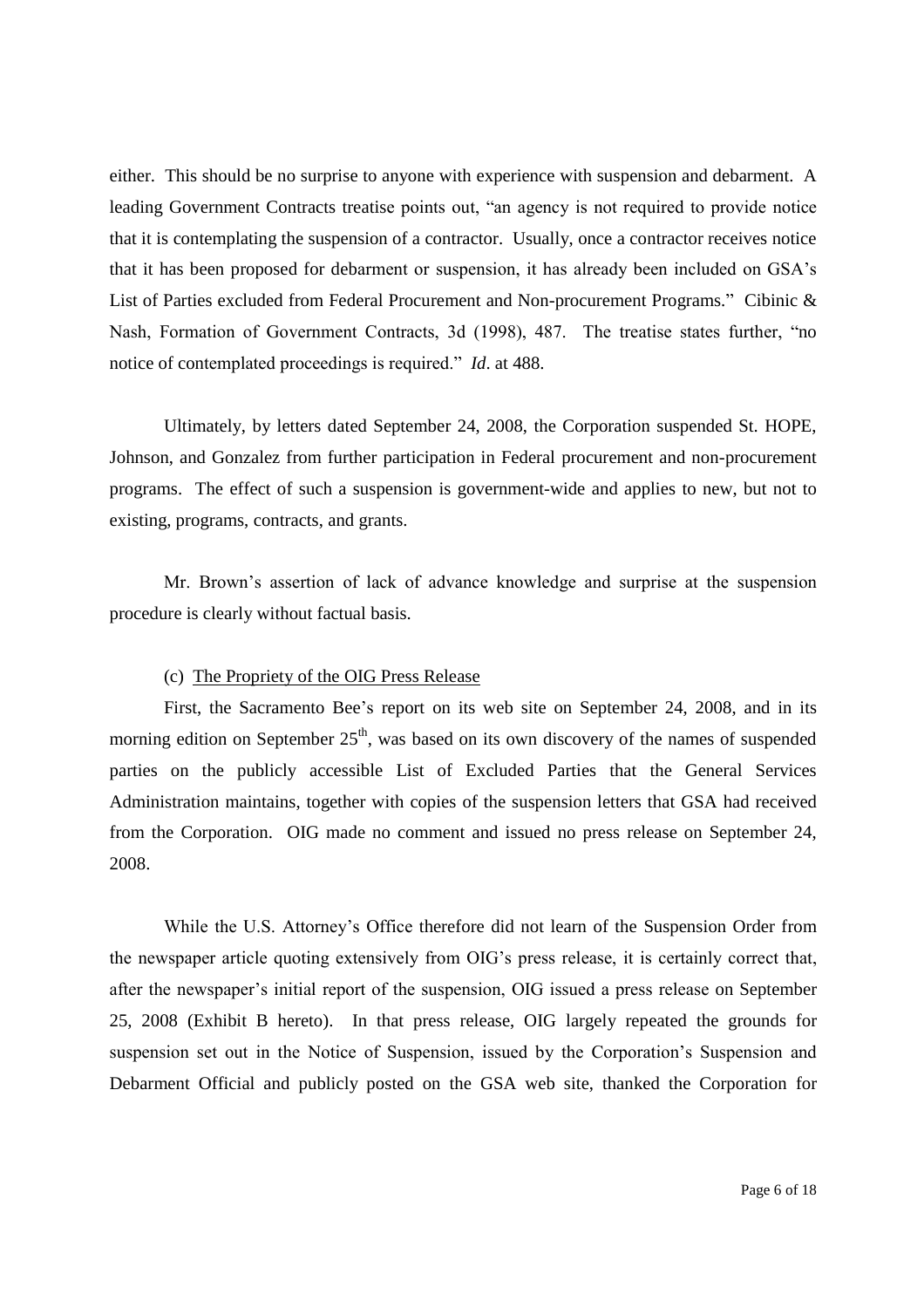either. This should be no surprise to anyone with experience with suspension and debarment. A leading Government Contracts treatise points out, "an agency is not required to provide notice that it is contemplating the suspension of a contractor. Usually, once a contractor receives notice that it has been proposed for debarment or suspension, it has already been included on GSA's List of Parties excluded from Federal Procurement and Non-procurement Programs." Cibinic & Nash, Formation of Government Contracts, 3d (1998), 487. The treatise states further, "no notice of contemplated proceedings is required." *Id*. at 488.

Ultimately, by letters dated September 24, 2008, the Corporation suspended St. HOPE, Johnson, and Gonzalez from further participation in Federal procurement and non-procurement programs. The effect of such a suspension is government-wide and applies to new, but not to existing, programs, contracts, and grants.

Mr. Brown's assertion of lack of advance knowledge and surprise at the suspension procedure is clearly without factual basis.

(c) <u>The Propriety of the OIG Press Release</u>

First, the Sacramento Bee's report on its web site on September 24, 2008, and in its morning edition on September 25th, was based on its own discovery of the names of suspended parties on the publicly accessible List of Excluded Parties that the General Services Administration maintains, together with copies of the suspension letters that GSA had received from the Corporation. OIG made no comment and issued no press release on September 24, 2008.

While the U.S. Attorney's Office therefore did not learn of the Suspension Order from the newspaper article quoting extensively from OIG's press release, it is certainly correct that, after the newspaper's initial report of the suspension, OIG issued a press release on September 25, 2008 (Exhibit B hereto). In that press release, OIG largely repeated the grounds for suspension set out in the Notice of Suspension, issued by the Corporation's Suspension and Debarment Official and publicly posted on the GSA web site, thanked the Corporation for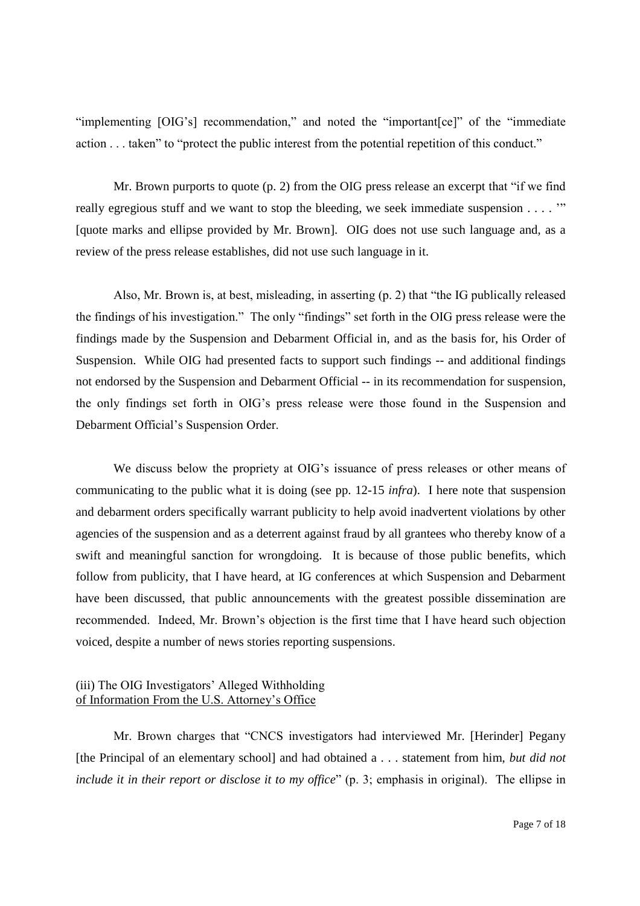"implementing [OIG's] recommendation," and noted the "important[ce]" of the "immediate action . . . taken" to "protect the public interest from the potential repetition of this conduct."

Mr. Brown purports to quote (p. 2) from the OIG press release an excerpt that "if we find really egregious stuff and we want to stop the bleeding, we seek immediate suspension . . . . '" [quote marks and ellipse provided by Mr. Brown]. OIG does not use such language and, as a review of the press release establishes, did not use such language in it.

Also, Mr. Brown is, at best, misleading, in asserting (p. 2) that "the IG publically released the findings of his investigation." The only "findings" set forth in the OIG press release were the findings made by the Suspension and Debarment Official in, and as the basis for, his Order of Suspension. While OIG had presented facts to support such findings -- and additional findings not endorsed by the Suspension and Debarment Official -- in its recommendation for suspension, the only findings set forth in OIG's press release were those found in the Suspension and Debarment Official's Suspension Order.

We discuss below the propriety at OIG's issuance of press releases or other means of communicating to the public what it is doing (see pp. 12-15 *infra*). I here note that suspension and debarment orders specifically warrant publicity to help avoid inadvertent violations by other agencies of the suspension and as a deterrent against fraud by all grantees who thereby know of a swift and meaningful sanction for wrongdoing. It is because of those public benefits, which follow from publicity, that I have heard, at IG conferences at which Suspension and Debarment have been discussed, that public announcements with the greatest possible dissemination are recommended. Indeed, Mr. Brown's objection is the first time that I have heard such objection voiced, despite a number of news stories reporting suspensions.

(iii) The OIG Investigators' Alleged Withholding <u>of Information From the U.S. Attorney's Office</u>

Mr. Brown charges that "CNCS investigators had interviewed Mr. [Herinder] Pegany [the Principal of an elementary school] and had obtained a . . . statement from him, *but did not include it in their report or disclose it to my office*" (p. 3; emphasis in original). The ellipse in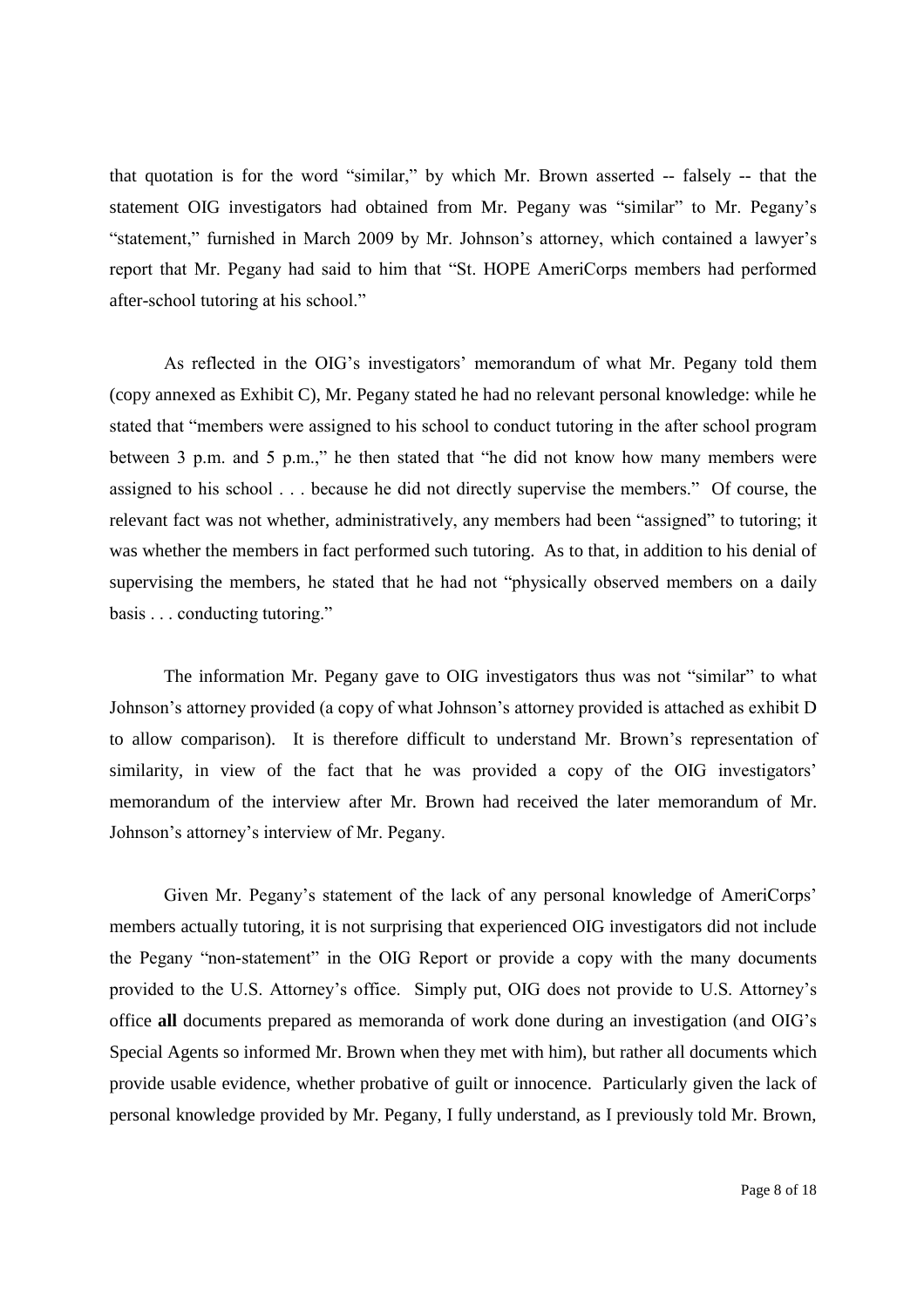that quotation is for the word "similar," by which Mr. Brown asserted -- falsely -- that the statement OIG investigators had obtained from Mr. Pegany was "similar" to Mr. Pegany's "statement," furnished in March 2009 by Mr. Johnson's attorney, which contained a lawyer's report that Mr. Pegany had said to him that "St. HOPE AmeriCorps members had performed after-school tutoring at his school."

As reflected in the OIG's investigators' memorandum of what Mr. Pegany told them (copy annexed as Exhibit C), Mr. Pegany stated he had no relevant personal knowledge: while he stated that "members were assigned to his school to conduct tutoring in the after school program between 3 p.m. and 5 p.m.," he then stated that "he did not know how many members were assigned to his school . . . because he did not directly supervise the members." Of course, the relevant fact was not whether, administratively, any members had been "assigned" to tutoring; it was whether the members in fact performed such tutoring. As to that, in addition to his denial of supervising the members, he stated that he had not "physically observed members on a daily basis . . . conducting tutoring."

The information Mr. Pegany gave to OIG investigators thus was not "similar" to what Johnson's attorney provided (a copy of what Johnson's attorney provided is attached as exhibit D to allow comparison). It is therefore difficult to understand Mr. Brown's representation of similarity, in view of the fact that he was provided a copy of the OIG investigators' memorandum of the interview after Mr. Brown had received the later memorandum of Mr. Johnson's attorney's interview of Mr. Pegany.

Given Mr. Pegany's statement of the lack of any personal knowledge of AmeriCorps' members actually tutoring, it is not surprising that experienced OIG investigators did not include the Pegany "non-statement" in the OIG Report or provide a copy with the many documents provided to the U.S. Attorney's office. Simply put, OIG does not provide to U.S. Attorney's office **all** documents prepared as memoranda of work done during an investigation (and OIG's Special Agents so informed Mr. Brown when they met with him), but rather all documents which provide usable evidence, whether probative of guilt or innocence. Particularly given the lack of personal knowledge provided by Mr. Pegany, I fully understand, as I previously told Mr. Brown,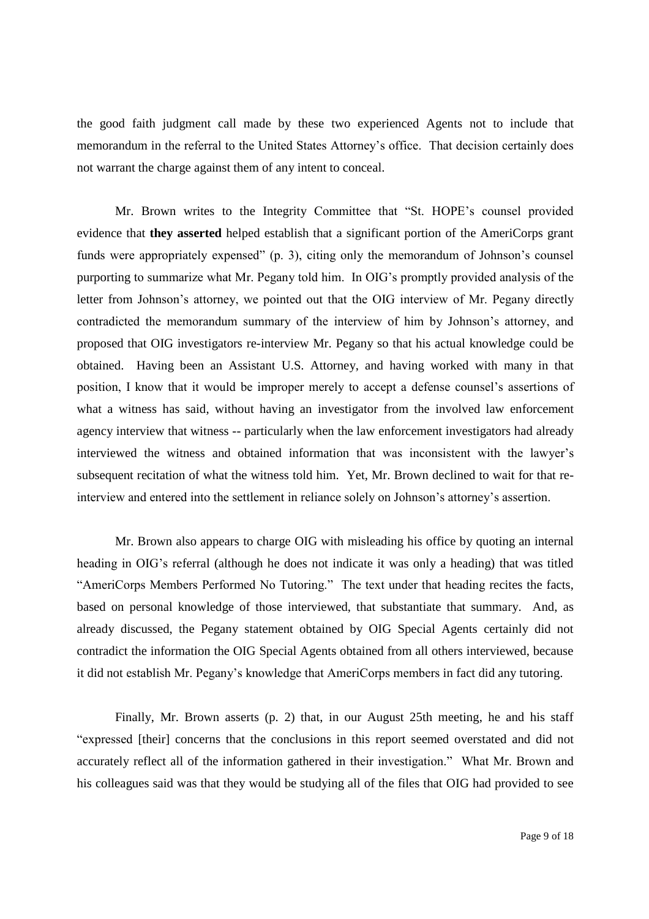the good faith judgment call made by these two experienced Agents not to include that memorandum in the referral to the United States Attorney's office. That decision certainly does not warrant the charge against them of any intent to conceal.

Mr. Brown writes to the Integrity Committee that "St. HOPE's counsel provided evidence that **they asserted** helped establish that a significant portion of the AmeriCorps grant funds were appropriately expensed" (p. 3), citing only the memorandum of Johnson's counsel purporting to summarize what Mr. Pegany told him. In OIG's promptly provided analysis of the letter from Johnson's attorney, we pointed out that the OIG interview of Mr. Pegany directly contradicted the memorandum summary of the interview of him by Johnson's attorney, and proposed that OIG investigators re-interview Mr. Pegany so that his actual knowledge could be obtained. Having been an Assistant U.S. Attorney, and having worked with many in that position, I know that it would be improper merely to accept a defense counsel's assertions of what a witness has said, without having an investigator from the involved law enforcement agency interview that witness -- particularly when the law enforcement investigators had already interviewed the witness and obtained information that was inconsistent with the lawyer's subsequent recitation of what the witness told him. Yet, Mr. Brown declined to wait for that re-interview and entered into the settlement in reliance solely on Johnson's attorney's assertion.

Mr. Brown also appears to charge OIG with misleading his office by quoting an internal heading in OIG's referral (although he does not indicate it was only a heading) that was titled "AmeriCorps Members Performed No Tutoring." The text under that heading recites the facts, based on personal knowledge of those interviewed, that substantiate that summary. And, as already discussed, the Pegany statement obtained by OIG Special Agents certainly did not contradict the information the OIG Special Agents obtained from all others interviewed, because it did not establish Mr. Pegany's knowledge that AmeriCorps members in fact did any tutoring.

Finally, Mr. Brown asserts (p. 2) that, in our August 25th meeting, he and his staff "expressed [their] concerns that the conclusions in this report seemed overstated and did not accurately reflect all of the information gathered in their investigation." What Mr. Brown and his colleagues said was that they would be studying all of the files that OIG had provided to see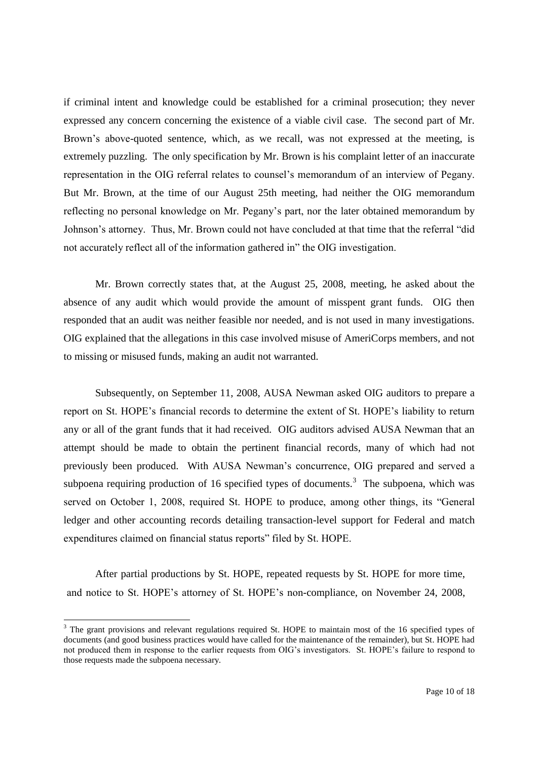if criminal intent and knowledge could be established for a criminal prosecution; they never expressed any concern concerning the existence of a viable civil case. The second part of Mr. Brown's above-quoted sentence, which, as we recall, was not expressed at the meeting, is extremely puzzling. The only specification by Mr. Brown is his complaint letter of an inaccurate representation in the OIG referral relates to counsel's memorandum of an interview of Pegany. But Mr. Brown, at the time of our August 25th meeting, had neither the OIG memorandum reflecting no personal knowledge on Mr. Pegany's part, nor the later obtained memorandum by Johnson's attorney. Thus, Mr. Brown could not have concluded at that time that the referral "did not accurately reflect all of the information gathered in" the OIG investigation.

Mr. Brown correctly states that, at the August 25, 2008, meeting, he asked about the absence of any audit which would provide the amount of misspent grant funds. OIG then responded that an audit was neither feasible nor needed, and is not used in many investigations. OIG explained that the allegations in this case involved misuse of AmeriCorps members, and not to missing or misused funds, making an audit not warranted.

Subsequently, on September 11, 2008, AUSA Newman asked OIG auditors to prepare a report on St. HOPE's financial records to determine the extent of St. HOPE's liability to return any or all of the grant funds that it had received. OIG auditors advised AUSA Newman that an attempt should be made to obtain the pertinent financial records, many of which had not previously been produced. With AUSA Newman's concurrence, OIG prepared and served a subpoena requiring production of 16 specified types of documents.[3] The subpoena, which was served on October 1, 2008, required St. HOPE to produce, among other things, its "General ledger and other accounting records detailing transaction-level support for Federal and match expenditures claimed on financial status reports" filed by St. HOPE.

After partial productions by St. HOPE, repeated requests by St. HOPE for more time, and notice to St. HOPE's attorney of St. HOPE's non-compliance, on November 24, 2008,

[3] The grant provisions and relevant regulations required St. HOPE to maintain most of the 16 specified types of documents (and good business practices would have called for the maintenance of the remainder), but St. HOPE had not produced them in response to the earlier requests from OIG's investigators. St. HOPE's failure to respond to those requests made the subpoena necessary.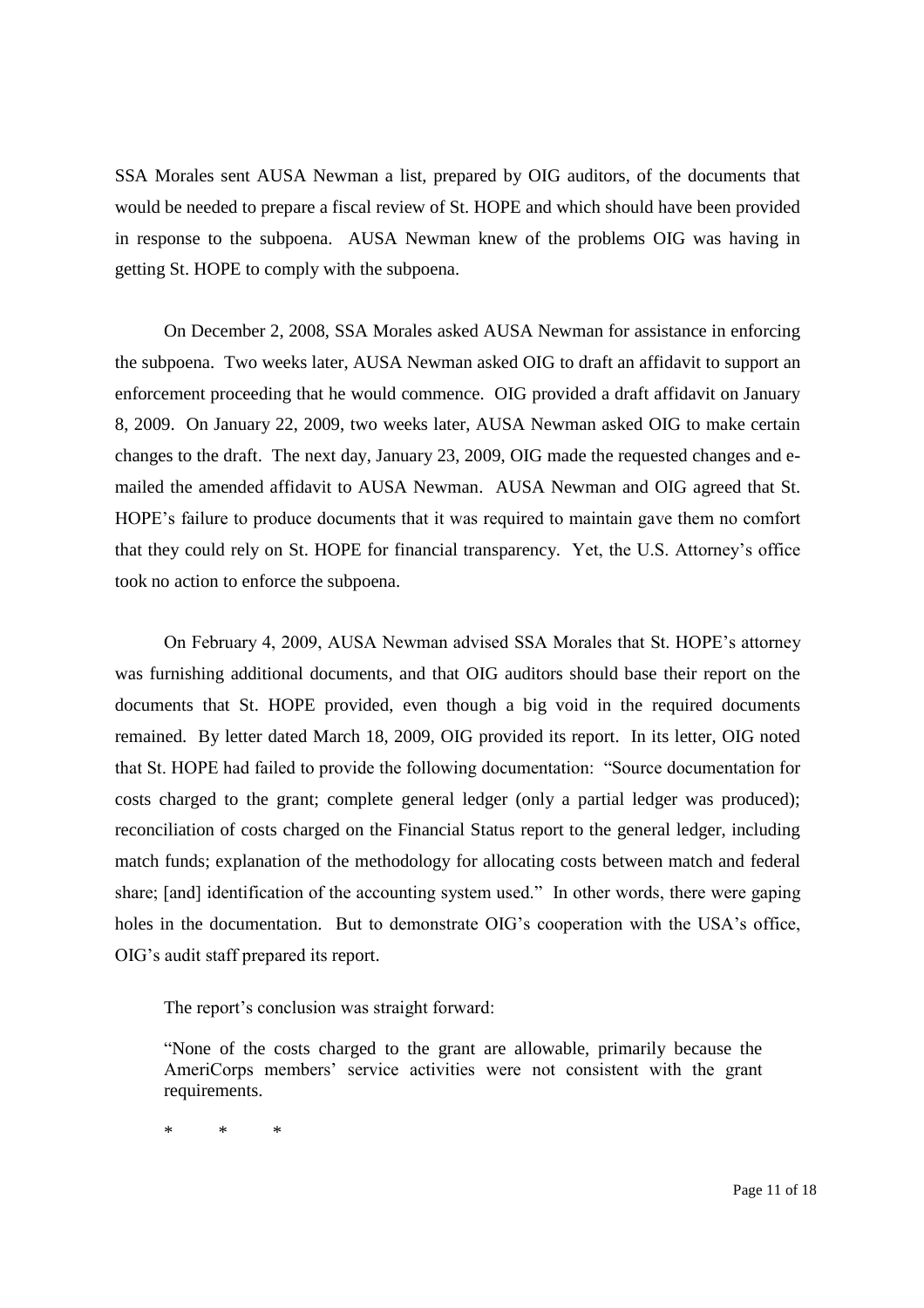SSA Morales sent AUSA Newman a list, prepared by OIG auditors, of the documents that would be needed to prepare a fiscal review of St. HOPE and which should have been provided in response to the subpoena. AUSA Newman knew of the problems OIG was having in getting St. HOPE to comply with the subpoena.

On December 2, 2008, SSA Morales asked AUSA Newman for assistance in enforcing the subpoena. Two weeks later, AUSA Newman asked OIG to draft an affidavit to support an enforcement proceeding that he would commence. OIG provided a draft affidavit on January 8, 2009. On January 22, 2009, two weeks later, AUSA Newman asked OIG to make certain changes to the draft. The next day, January 23, 2009, OIG made the requested changes and e-mailed the amended affidavit to AUSA Newman. AUSA Newman and OIG agreed that St. HOPE's failure to produce documents that it was required to maintain gave them no comfort that they could rely on St. HOPE for financial transparency. Yet, the U.S. Attorney's office took no action to enforce the subpoena.

On February 4, 2009, AUSA Newman advised SSA Morales that St. HOPE's attorney was furnishing additional documents, and that OIG auditors should base their report on the documents that St. HOPE provided, even though a big void in the required documents remained. By letter dated March 18, 2009, OIG provided its report. In its letter, OIG noted that St. HOPE had failed to provide the following documentation: "Source documentation for costs charged to the grant; complete general ledger (only a partial ledger was produced); reconciliation of costs charged on the Financial Status report to the general ledger, including match funds; explanation of the methodology for allocating costs between match and federal share; [and] identification of the accounting system used." In other words, there were gaping holes in the documentation. But to demonstrate OIG's cooperation with the USA's office, OIG's audit staff prepared its report.

The report's conclusion was straight forward:

> "None of the costs charged to the grant are allowable, primarily because the AmeriCorps members' service activities were not consistent with the grant requirements.
>
> \* \* \*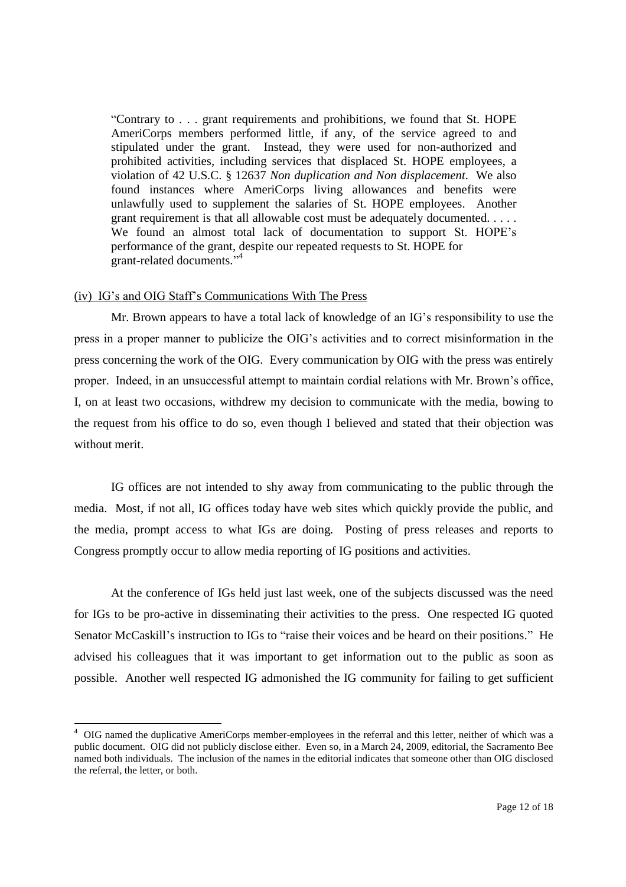> "Contrary to . . . grant requirements and prohibitions, we found that St. HOPE AmeriCorps members performed little, if any, of the service agreed to and stipulated under the grant. Instead, they were used for non-authorized and prohibited activities, including services that displaced St. HOPE employees, a violation of 42 U.S.C. § 12637 *Non duplication and Non displacement*. We also found instances where AmeriCorps living allowances and benefits were unlawfully used to supplement the salaries of St. HOPE employees. Another grant requirement is that all allowable cost must be adequately documented. . . . . We found an almost total lack of documentation to support St. HOPE's performance of the grant, despite our repeated requests to St. HOPE for grant-related documents."[4]

(iv) IG's and OIG Staff's Communications With The Press

Mr. Brown appears to have a total lack of knowledge of an IG's responsibility to use the press in a proper manner to publicize the OIG's activities and to correct misinformation in the press concerning the work of the OIG. Every communication by OIG with the press was entirely proper. Indeed, in an unsuccessful attempt to maintain cordial relations with Mr. Brown's office, I, on at least two occasions, withdrew my decision to communicate with the media, bowing to the request from his office to do so, even though I believed and stated that their objection was without merit.

IG offices are not intended to shy away from communicating to the public through the media. Most, if not all, IG offices today have web sites which quickly provide the public, and the media, prompt access to what IGs are doing. Posting of press releases and reports to Congress promptly occur to allow media reporting of IG positions and activities.

At the conference of IGs held just last week, one of the subjects discussed was the need for IGs to be pro-active in disseminating their activities to the press. One respected IG quoted Senator McCaskill's instruction to IGs to "raise their voices and be heard on their positions." He advised his colleagues that it was important to get information out to the public as soon as possible. Another well respected IG admonished the IG community for failing to get sufficient

---

[4] OIG named the duplicative AmeriCorps member-employees in the referral and this letter, neither of which was a public document. OIG did not publicly disclose either. Even so, in a March 24, 2009, editorial, the Sacramento Bee named both individuals. The inclusion of the names in the editorial indicates that someone other than OIG disclosed the referral, the letter, or both.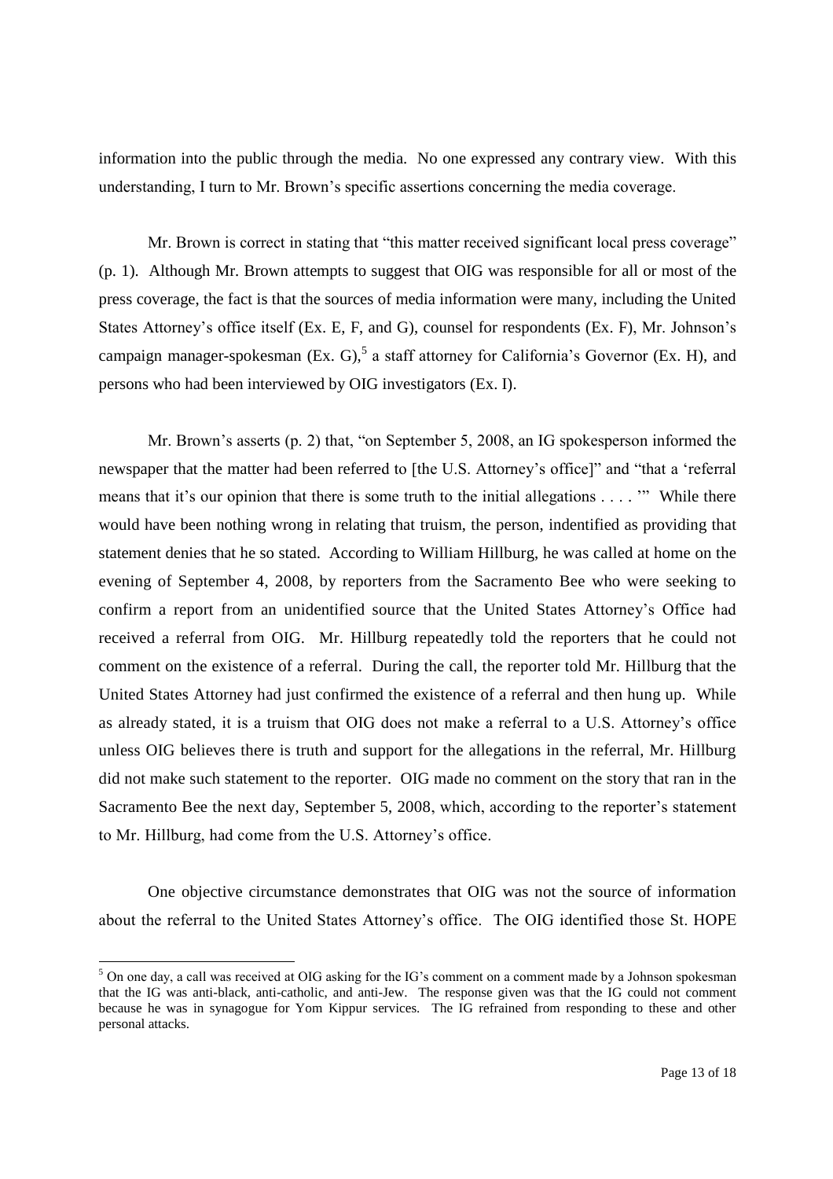information into the public through the media. No one expressed any contrary view. With this understanding, I turn to Mr. Brown's specific assertions concerning the media coverage.

Mr. Brown is correct in stating that "this matter received significant local press coverage" (p. 1). Although Mr. Brown attempts to suggest that OIG was responsible for all or most of the press coverage, the fact is that the sources of media information were many, including the United States Attorney's office itself (Ex. E, F, and G), counsel for respondents (Ex. F), Mr. Johnson's campaign manager-spokesman (Ex. G),[5] a staff attorney for California's Governor (Ex. H), and persons who had been interviewed by OIG investigators (Ex. I).

Mr. Brown's asserts (p. 2) that, "on September 5, 2008, an IG spokesperson informed the newspaper that the matter had been referred to [the U.S. Attorney's office]" and "that a 'referral means that it's our opinion that there is some truth to the initial allegations . . . . '" While there would have been nothing wrong in relating that truism, the person, indentified as providing that statement denies that he so stated. According to William Hillburg, he was called at home on the evening of September 4, 2008, by reporters from the Sacramento Bee who were seeking to confirm a report from an unidentified source that the United States Attorney's Office had received a referral from OIG. Mr. Hillburg repeatedly told the reporters that he could not comment on the existence of a referral. During the call, the reporter told Mr. Hillburg that the United States Attorney had just confirmed the existence of a referral and then hung up. While as already stated, it is a truism that OIG does not make a referral to a U.S. Attorney's office unless OIG believes there is truth and support for the allegations in the referral, Mr. Hillburg did not make such statement to the reporter. OIG made no comment on the story that ran in the Sacramento Bee the next day, September 5, 2008, which, according to the reporter's statement to Mr. Hillburg, had come from the U.S. Attorney's office.

One objective circumstance demonstrates that OIG was not the source of information about the referral to the United States Attorney's office. The OIG identified those St. HOPE

[5] On one day, a call was received at OIG asking for the IG's comment on a comment made by a Johnson spokesman that the IG was anti-black, anti-catholic, and anti-Jew. The response given was that the IG could not comment because he was in synagogue for Yom Kippur services. The IG refrained from responding to these and other personal attacks.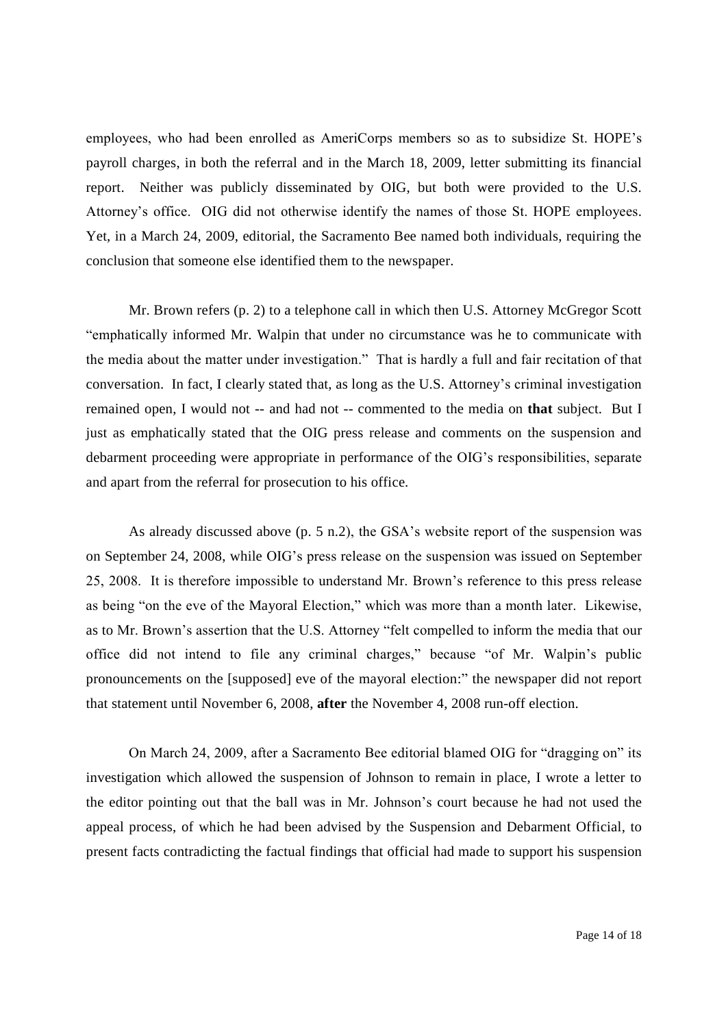employees, who had been enrolled as AmeriCorps members so as to subsidize St. HOPE's payroll charges, in both the referral and in the March 18, 2009, letter submitting its financial report. Neither was publicly disseminated by OIG, but both were provided to the U.S. Attorney's office. OIG did not otherwise identify the names of those St. HOPE employees. Yet, in a March 24, 2009, editorial, the Sacramento Bee named both individuals, requiring the conclusion that someone else identified them to the newspaper.

Mr. Brown refers (p. 2) to a telephone call in which then U.S. Attorney McGregor Scott "emphatically informed Mr. Walpin that under no circumstance was he to communicate with the media about the matter under investigation." That is hardly a full and fair recitation of that conversation. In fact, I clearly stated that, as long as the U.S. Attorney's criminal investigation remained open, I would not -- and had not -- commented to the media on **that** subject. But I just as emphatically stated that the OIG press release and comments on the suspension and debarment proceeding were appropriate in performance of the OIG's responsibilities, separate and apart from the referral for prosecution to his office.

As already discussed above (p. 5 n.2), the GSA's website report of the suspension was on September 24, 2008, while OIG's press release on the suspension was issued on September 25, 2008. It is therefore impossible to understand Mr. Brown's reference to this press release as being "on the eve of the Mayoral Election," which was more than a month later. Likewise, as to Mr. Brown's assertion that the U.S. Attorney "felt compelled to inform the media that our office did not intend to file any criminal charges," because "of Mr. Walpin's public pronouncements on the [supposed] eve of the mayoral election:" the newspaper did not report that statement until November 6, 2008, **after** the November 4, 2008 run-off election.

On March 24, 2009, after a Sacramento Bee editorial blamed OIG for "dragging on" its investigation which allowed the suspension of Johnson to remain in place, I wrote a letter to the editor pointing out that the ball was in Mr. Johnson's court because he had not used the appeal process, of which he had been advised by the Suspension and Debarment Official, to present facts contradicting the factual findings that official had made to support his suspension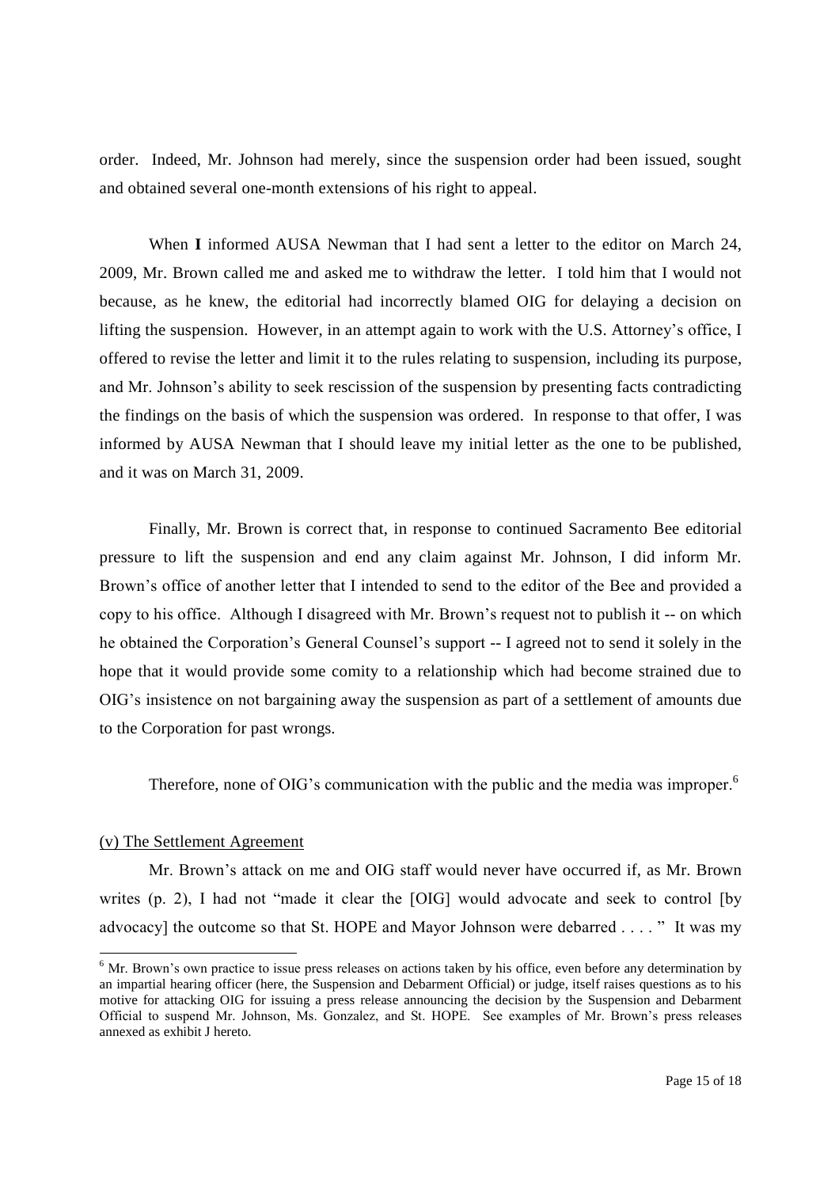order. Indeed, Mr. Johnson had merely, since the suspension order had been issued, sought and obtained several one-month extensions of his right to appeal.

When **I** informed AUSA Newman that I had sent a letter to the editor on March 24, 2009, Mr. Brown called me and asked me to withdraw the letter. I told him that I would not because, as he knew, the editorial had incorrectly blamed OIG for delaying a decision on lifting the suspension. However, in an attempt again to work with the U.S. Attorney's office, I offered to revise the letter and limit it to the rules relating to suspension, including its purpose, and Mr. Johnson's ability to seek rescission of the suspension by presenting facts contradicting the findings on the basis of which the suspension was ordered. In response to that offer, I was informed by AUSA Newman that I should leave my initial letter as the one to be published, and it was on March 31, 2009.

Finally, Mr. Brown is correct that, in response to continued Sacramento Bee editorial pressure to lift the suspension and end any claim against Mr. Johnson, I did inform Mr. Brown's office of another letter that I intended to send to the editor of the Bee and provided a copy to his office. Although I disagreed with Mr. Brown's request not to publish it -- on which he obtained the Corporation's General Counsel's support -- I agreed not to send it solely in the hope that it would provide some comity to a relationship which had become strained due to OIG's insistence on not bargaining away the suspension as part of a settlement of amounts due to the Corporation for past wrongs.

Therefore, none of OIG's communication with the public and the media was improper.[6]

(v) The Settlement Agreement

Mr. Brown's attack on me and OIG staff would never have occurred if, as Mr. Brown writes (p. 2), I had not "made it clear the [OIG] would advocate and seek to control [by advocacy] the outcome so that St. HOPE and Mayor Johnson were debarred . . . . " It was my

[6] Mr. Brown's own practice to issue press releases on actions taken by his office, even before any determination by an impartial hearing officer (here, the Suspension and Debarment Official) or judge, itself raises questions as to his motive for attacking OIG for issuing a press release announcing the decision by the Suspension and Debarment Official to suspend Mr. Johnson, Ms. Gonzalez, and St. HOPE. See examples of Mr. Brown's press releases annexed as exhibit J hereto.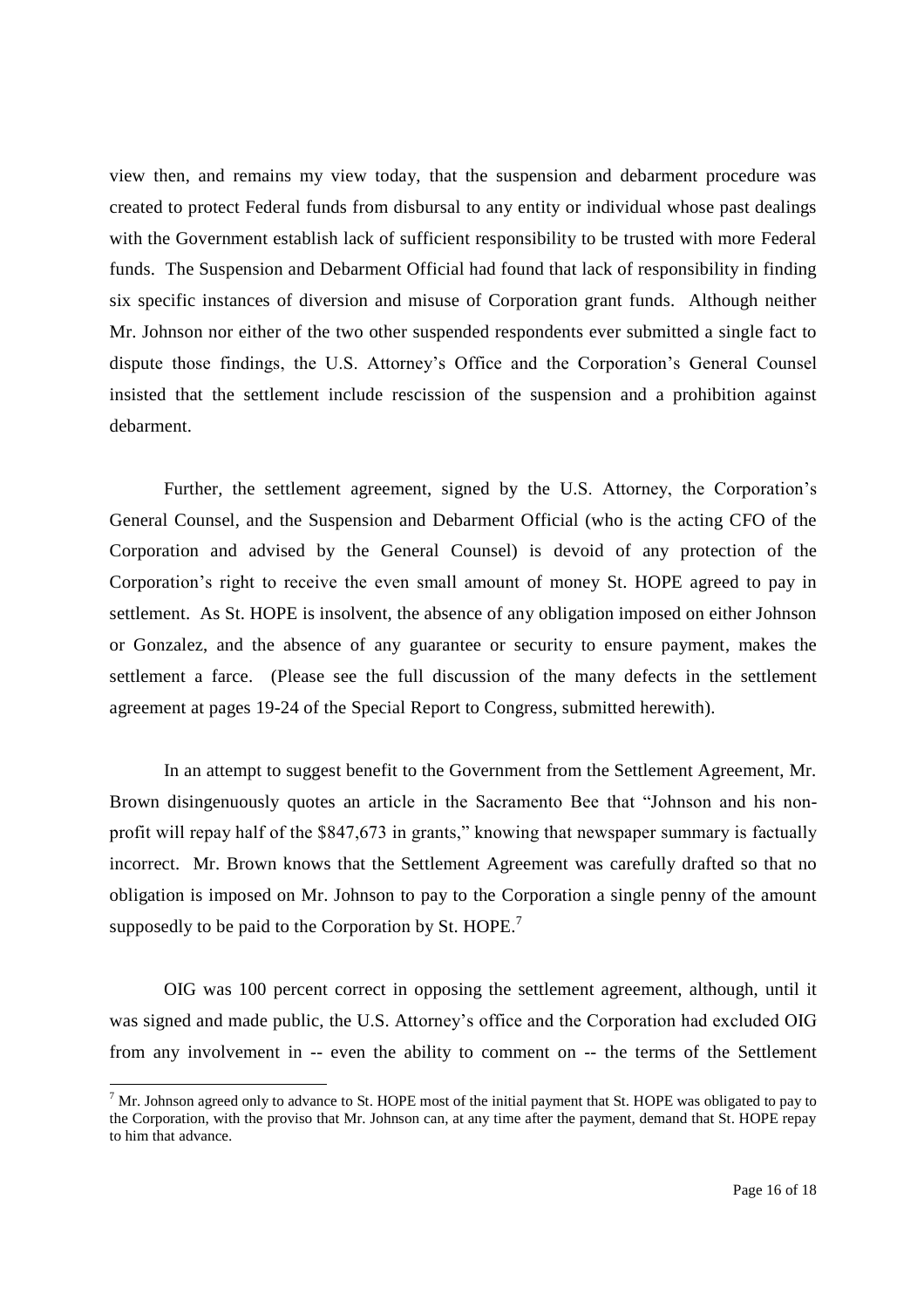view then, and remains my view today, that the suspension and debarment procedure was created to protect Federal funds from disbursal to any entity or individual whose past dealings with the Government establish lack of sufficient responsibility to be trusted with more Federal funds. The Suspension and Debarment Official had found that lack of responsibility in finding six specific instances of diversion and misuse of Corporation grant funds. Although neither Mr. Johnson nor either of the two other suspended respondents ever submitted a single fact to dispute those findings, the U.S. Attorney's Office and the Corporation's General Counsel insisted that the settlement include rescission of the suspension and a prohibition against debarment.

Further, the settlement agreement, signed by the U.S. Attorney, the Corporation's General Counsel, and the Suspension and Debarment Official (who is the acting CFO of the Corporation and advised by the General Counsel) is devoid of any protection of the Corporation's right to receive the even small amount of money St. HOPE agreed to pay in settlement. As St. HOPE is insolvent, the absence of any obligation imposed on either Johnson or Gonzalez, and the absence of any guarantee or security to ensure payment, makes the settlement a farce. (Please see the full discussion of the many defects in the settlement agreement at pages 19-24 of the Special Report to Congress, submitted herewith).

In an attempt to suggest benefit to the Government from the Settlement Agreement, Mr. Brown disingenuously quotes an article in the Sacramento Bee that "Johnson and his non-profit will repay half of the $847,673 in grants," knowing that newspaper summary is factually incorrect. Mr. Brown knows that the Settlement Agreement was carefully drafted so that no obligation is imposed on Mr. Johnson to pay to the Corporation a single penny of the amount supposedly to be paid to the Corporation by St. HOPE.[7]

OIG was 100 percent correct in opposing the settlement agreement, although, until it was signed and made public, the U.S. Attorney's office and the Corporation had excluded OIG from any involvement in -- even the ability to comment on -- the terms of the Settlement

[7] Mr. Johnson agreed only to advance to St. HOPE most of the initial payment that St. HOPE was obligated to pay to the Corporation, with the proviso that Mr. Johnson can, at any time after the payment, demand that St. HOPE repay to him that advance.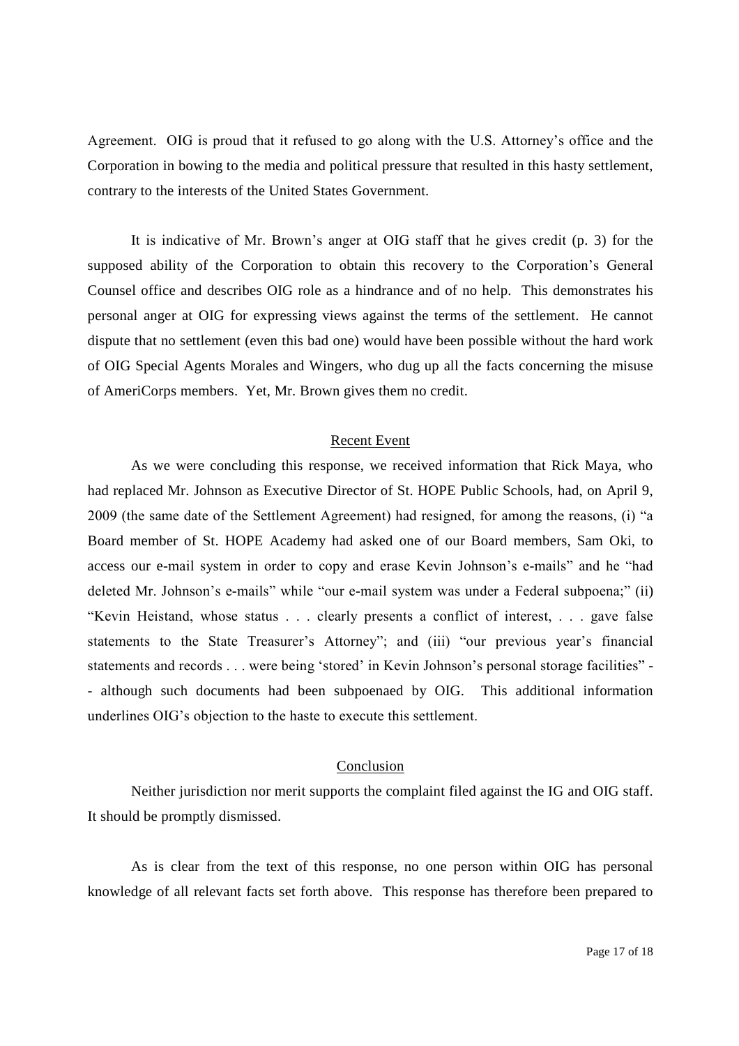Agreement. OIG is proud that it refused to go along with the U.S. Attorney's office and the Corporation in bowing to the media and political pressure that resulted in this hasty settlement, contrary to the interests of the United States Government.

It is indicative of Mr. Brown's anger at OIG staff that he gives credit (p. 3) for the supposed ability of the Corporation to obtain this recovery to the Corporation's General Counsel office and describes OIG role as a hindrance and of no help. This demonstrates his personal anger at OIG for expressing views against the terms of the settlement. He cannot dispute that no settlement (even this bad one) would have been possible without the hard work of OIG Special Agents Morales and Wingers, who dug up all the facts concerning the misuse of AmeriCorps members. Yet, Mr. Brown gives them no credit.

## Recent Event

As we were concluding this response, we received information that Rick Maya, who had replaced Mr. Johnson as Executive Director of St. HOPE Public Schools, had, on April 9, 2009 (the same date of the Settlement Agreement) had resigned, for among the reasons, (i) "a Board member of St. HOPE Academy had asked one of our Board members, Sam Oki, to access our e-mail system in order to copy and erase Kevin Johnson's e-mails" and he "had deleted Mr. Johnson's e-mails" while "our e-mail system was under a Federal subpoena;" (ii) "Kevin Heistand, whose status . . . clearly presents a conflict of interest, . . . gave false statements to the State Treasurer's Attorney"; and (iii) "our previous year's financial statements and records . . . were being 'stored' in Kevin Johnson's personal storage facilities" -- although such documents had been subpoenaed by OIG. This additional information underlines OIG's objection to the haste to execute this settlement.

## Conclusion

Neither jurisdiction nor merit supports the complaint filed against the IG and OIG staff. It should be promptly dismissed.

As is clear from the text of this response, no one person within OIG has personal knowledge of all relevant facts set forth above. This response has therefore been prepared to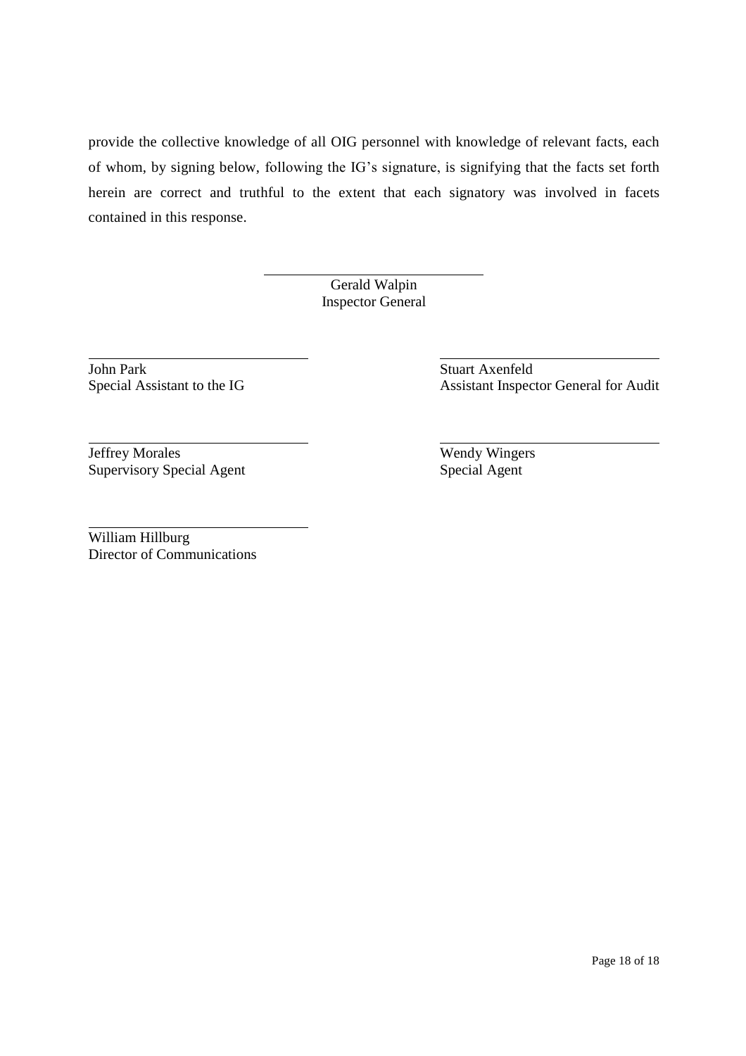provide the collective knowledge of all OIG personnel with knowledge of relevant facts, each of whom, by signing below, following the IG's signature, is signifying that the facts set forth herein are correct and truthful to the extent that each signatory was involved in facets contained in this response.

Gerald Walpin
Inspector General

John Park
Special Assistant to the IG

Stuart Axenfeld
Assistant Inspector General for Audit

Jeffrey Morales
Supervisory Special Agent

Wendy Wingers
Special Agent

William Hillburg
Director of Communications